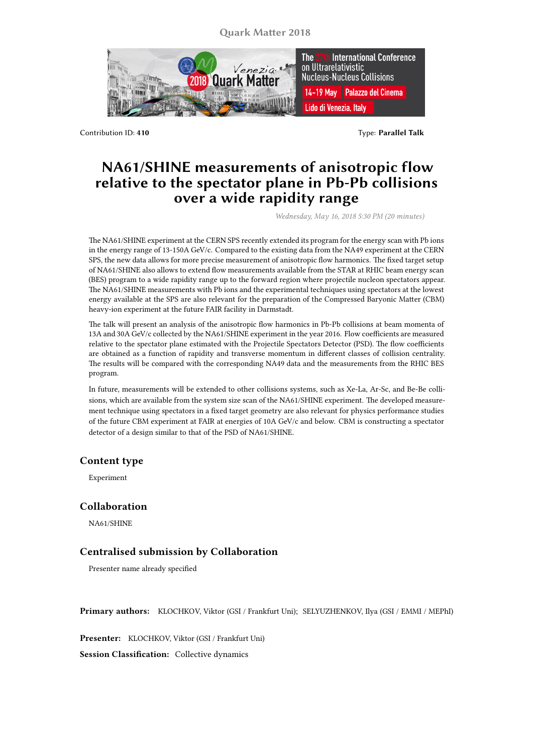Contribution ID: **410**

Type: **Parallel Talk**

# NA61/SHINE measurements of anisotropic flow relative to the spectator plane in Pb-Pb collisions over a wide rapidity range

*Wednesday, May 16, 2018 5:30 PM (20 minutes)*

The NA61/SHINE experiment at the CERN SPS recently extended its program for the energy scan with Pb ions in the energy range of 13-150A GeV/c. Compared to the existing data from the NA49 experiment at the CERN SPS, the new data allows for more precise measurement of anisotropic flow harmonics. The fixed target setup of NA61/SHINE also allows to extend flow measurements available from the STAR at RHIC beam energy scan (BES) program to a wide rapidity range up to the forward region where projectile nucleon spectators appear. The NA61/SHINE measurements with Pb ions and the experimental techniques using spectators at the lowest energy available at the SPS are also relevant for the preparation of the Compressed Baryonic Matter (CBM) heavy-ion experiment at the future FAIR facility in Darmstadt.

The talk will present an analysis of the anisotropic flow harmonics in Pb-Pb collisions at beam momenta of 13A and 30A GeV/c collected by the NA61/SHINE experiment in the year 2016. Flow coefficients are measured relative to the spectator plane estimated with the Projectile Spectators Detector (PSD). The flow coefficients are obtained as a function of rapidity and transverse momentum in different classes of collision centrality. The results will be compared with the corresponding NA49 data and the measurements from the RHIC BES program.

In future, measurements will be extended to other collisions systems, such as Xe-La, Ar-Sc, and Be-Be collisions, which are available from the system size scan of the NA61/SHINE experiment. The developed measurement technique using spectators in a fixed target geometry are also relevant for physics performance studies of the future CBM experiment at FAIR at energies of 10A GeV/c and below. CBM is constructing a spectator detector of a design similar to that of the PSD of NA61/SHINE.

## Content type

Experiment

## Collaboration

NA61/SHINE

## Centralised submission by Collaboration

Presenter name already specified

**Primary authors:** KLOCHKOV, Viktor (GSI / Frankfurt Uni); SELYUZHENKOV, Ilya (GSI / EMMI / MEPhI)

**Presenter:** KLOCHKOV, Viktor (GSI / Frankfurt Uni)

**Session Classification:** Collective dynamics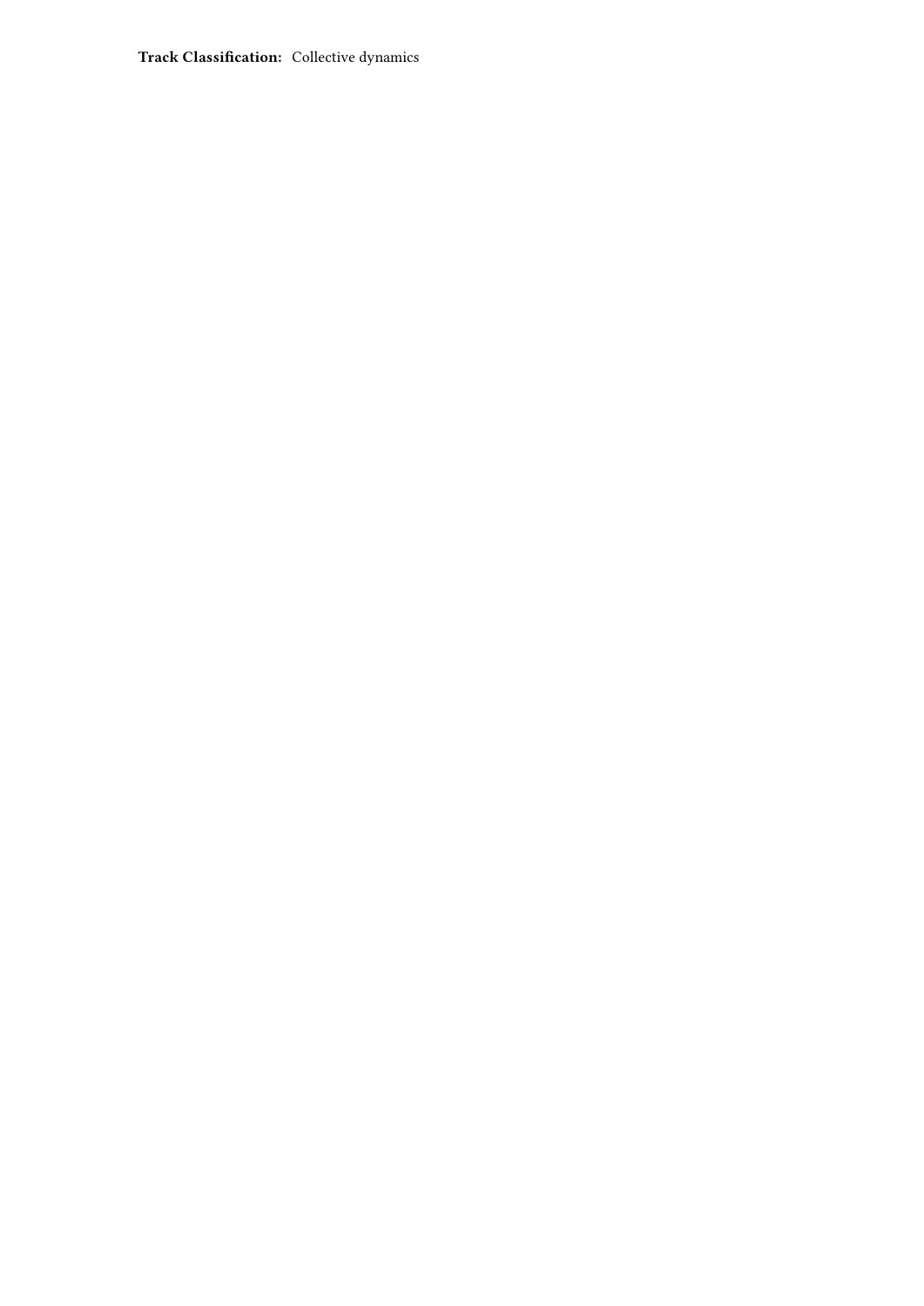**Track Classification:** Collective dynamics